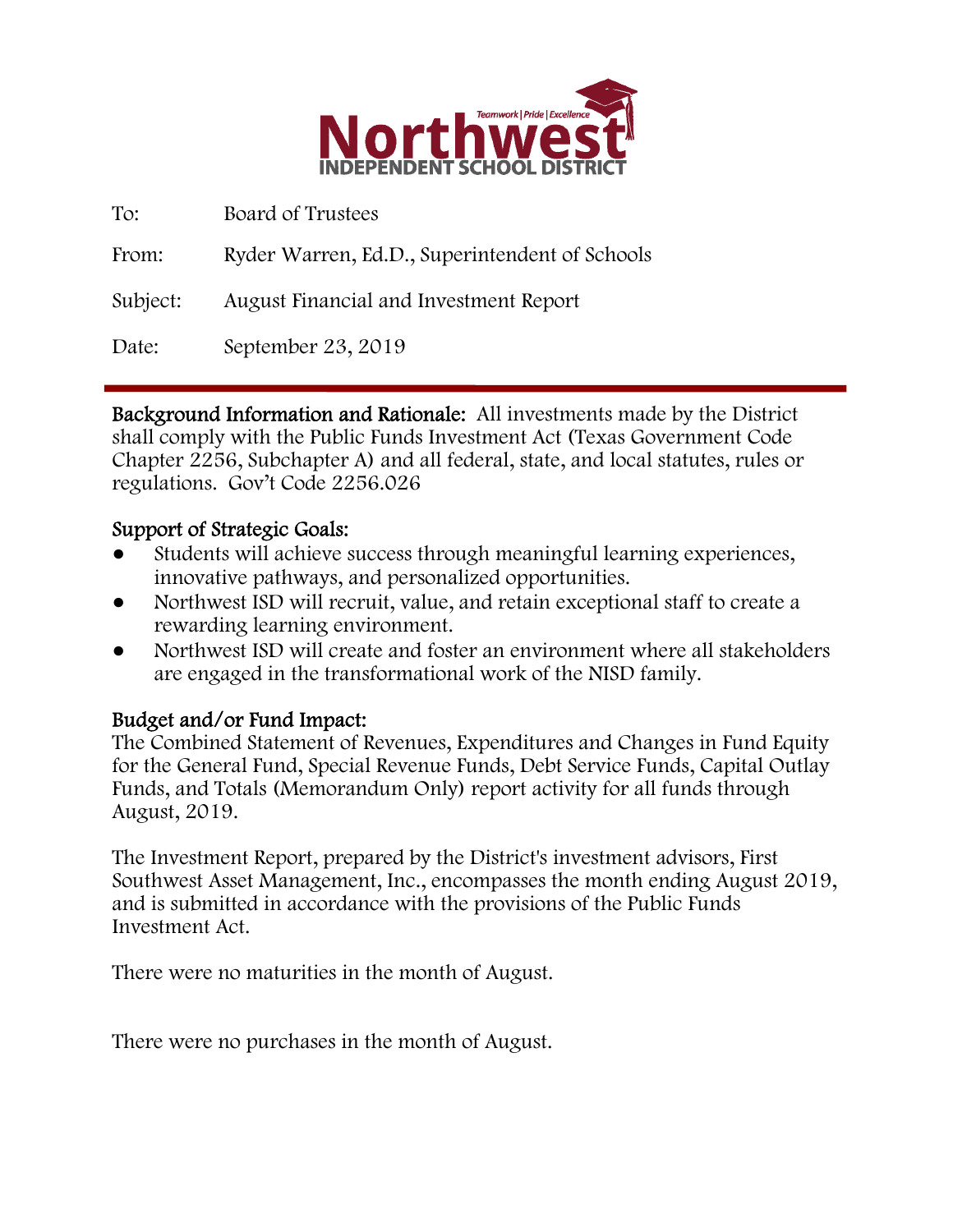# Northwest Independent School District

Teamwork | Pride | Excellence

| | |
|---|---|
| To: | Board of Trustees |
| From: | Ryder Warren, Ed.D., Superintendent of Schools |
| Subject: | August Financial and Investment Report |
| Date: | September 23, 2019 |

**Background Information and Rationale:** All investments made by the District shall comply with the Public Funds Investment Act (Texas Government Code Chapter 2256, Subchapter A) and all federal, state, and local statutes, rules or regulations. Gov't Code 2256.026

**Support of Strategic Goals:**

- Students will achieve success through meaningful learning experiences, innovative pathways, and personalized opportunities.
- Northwest ISD will recruit, value, and retain exceptional staff to create a rewarding learning environment.
- Northwest ISD will create and foster an environment where all stakeholders are engaged in the transformational work of the NISD family.

**Budget and/or Fund Impact:**

The Combined Statement of Revenues, Expenditures and Changes in Fund Equity for the General Fund, Special Revenue Funds, Debt Service Funds, Capital Outlay Funds, and Totals (Memorandum Only) report activity for all funds through August, 2019.

The Investment Report, prepared by the District's investment advisors, First Southwest Asset Management, Inc., encompasses the month ending August 2019, and is submitted in accordance with the provisions of the Public Funds Investment Act.

There were no maturities in the month of August.

There were no purchases in the month of August.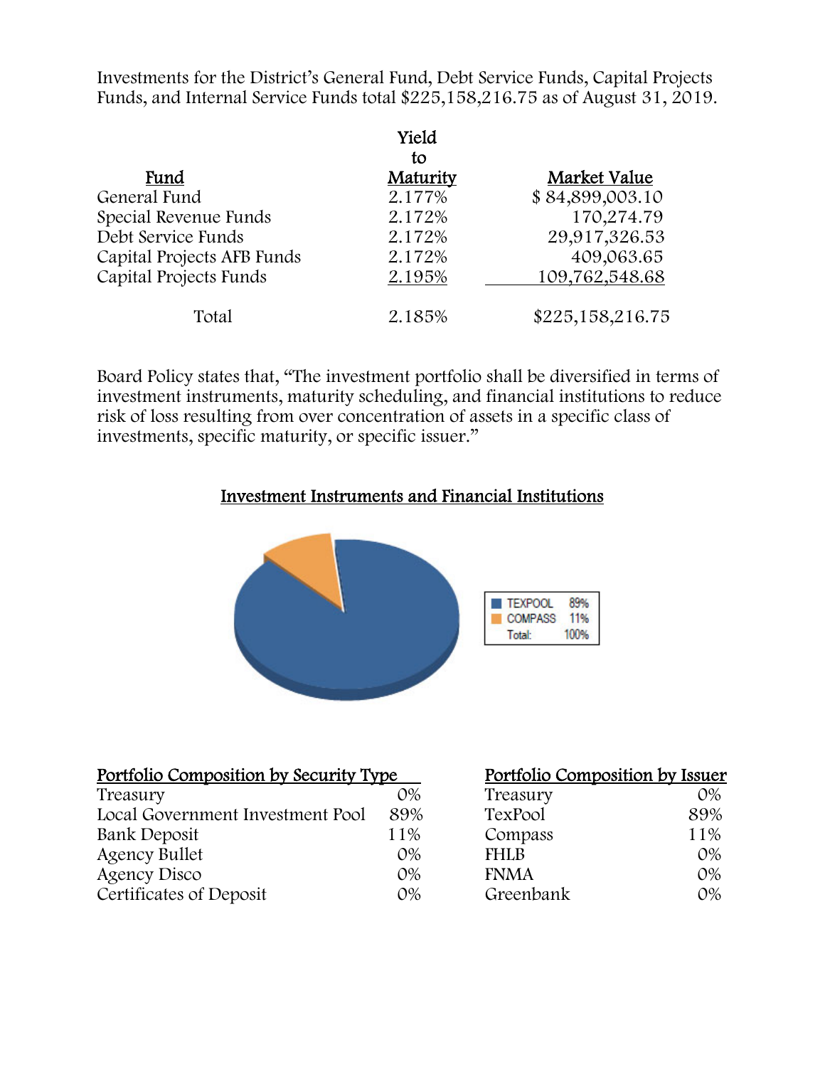Investments for the District's General Fund, Debt Service Funds, Capital Projects Funds, and Internal Service Funds total $225,158,216.75 as of August 31, 2019.

| Fund | Yield to Maturity | Market Value |
|---|---|---|
| General Fund | 2.177% | $ 84,899,003.10 |
| Special Revenue Funds | 2.172% | 170,274.79 |
| Debt Service Funds | 2.172% | 29,917,326.53 |
| Capital Projects AFB Funds | 2.172% | 409,063.65 |
| Capital Projects Funds | 2.195% | 109,762,548.68 |
| Total | 2.185% | $225,158,216.75 |

Board Policy states that, "The investment portfolio shall be diversified in terms of investment instruments, maturity scheduling, and financial institutions to reduce risk of loss resulting from over concentration of assets in a specific class of investments, specific maturity, or specific issuer."

## Investment Instruments and Financial Institutions

TEXPOOL 89%
COMPASS 11%
Total: 100%

| Portfolio Composition by Security Type | |
|---|---|
| Treasury | 0% |
| Local Government Investment Pool | 89% |
| Bank Deposit | 11% |
| Agency Bullet | 0% |
| Agency Disco | 0% |
| Certificates of Deposit | 0% |

| Portfolio Composition by Issuer | |
|---|---|
| Treasury | 0% |
| TexPool | 89% |
| Compass | 11% |
| FHLB | 0% |
| FNMA | 0% |
| Greenbank | 0% |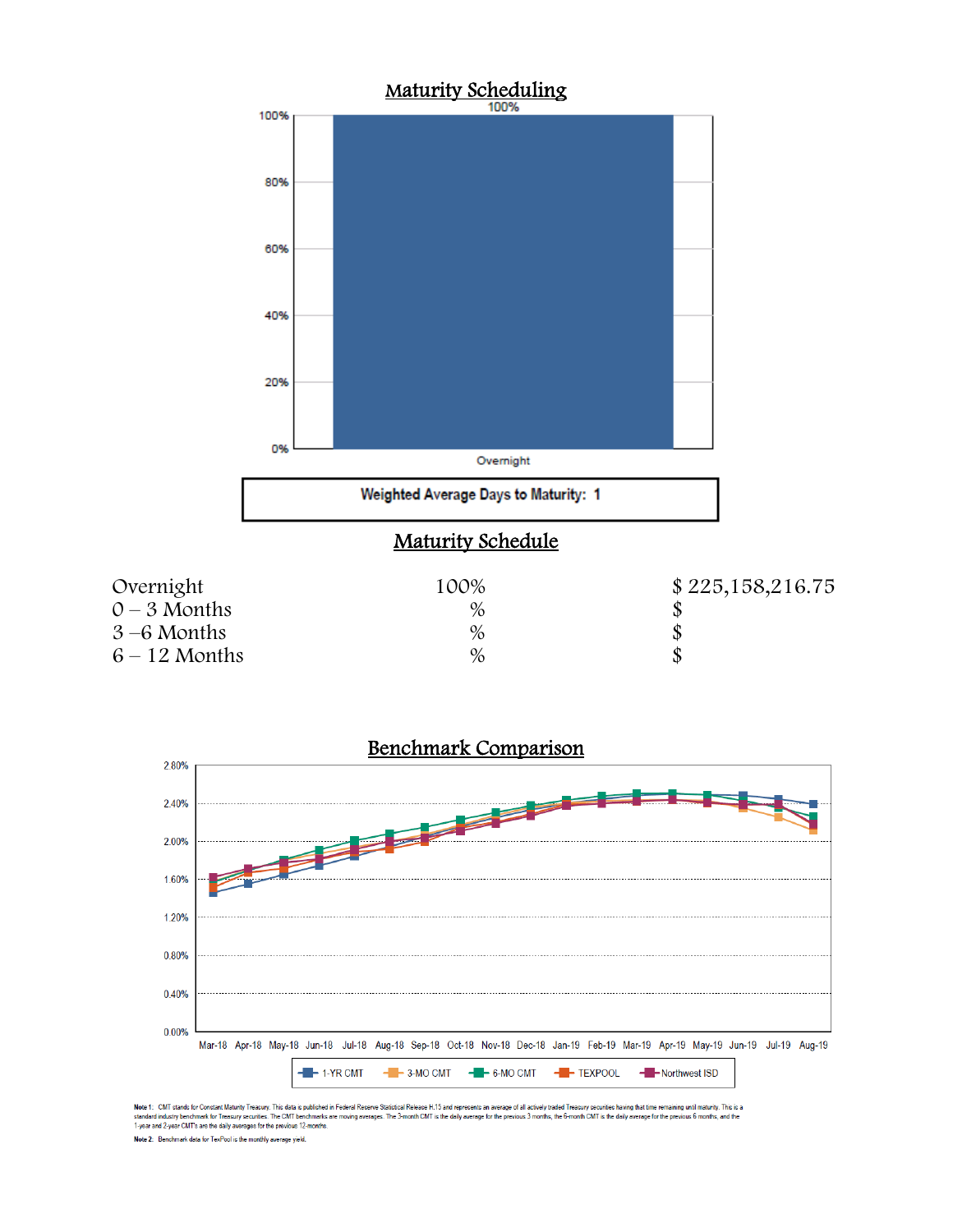## Maturity Scheduling

100%

Overnight

**Weighted Average Days to Maturity: 1**

## Maturity Schedule

| | | |
|---|---|---|
| Overnight | 100% | $ 225,158,216.75 |
| 0 – 3 Months | % | $ |
| 3 – 6 Months | % | $ |
| 6 – 12 Months | % | $ |

## Benchmark Comparison

1-YR CMT | 3-MO CMT | 6-MO CMT | TEXPOOL | Northwest ISD

Mar-18 Apr-18 May-18 Jun-18 Jul-18 Aug-18 Sep-18 Oct-18 Nov-18 Dec-18 Jan-19 Feb-19 Mar-19 Apr-19 May-19 Jun-19 Jul-19 Aug-19

**Note 1:** CMT stands for Constant Maturity Treasury. This data is published in Federal Reserve Statistical Release H.15 and represents an average of all actively traded Treasury securities having that time remaining until maturity. This is a standard industry benchmark for Treasury securities. The CMT benchmarks are moving averages. The 3-month CMT is the daily average for the previous 3 months, the 6-month CMT is the daily average for the previous 6 months, and the 1-year and 2-year CMT's are the daily averages for the previous 12-months.

**Note 2:** Benchmark data for TexPool is the monthly average yield.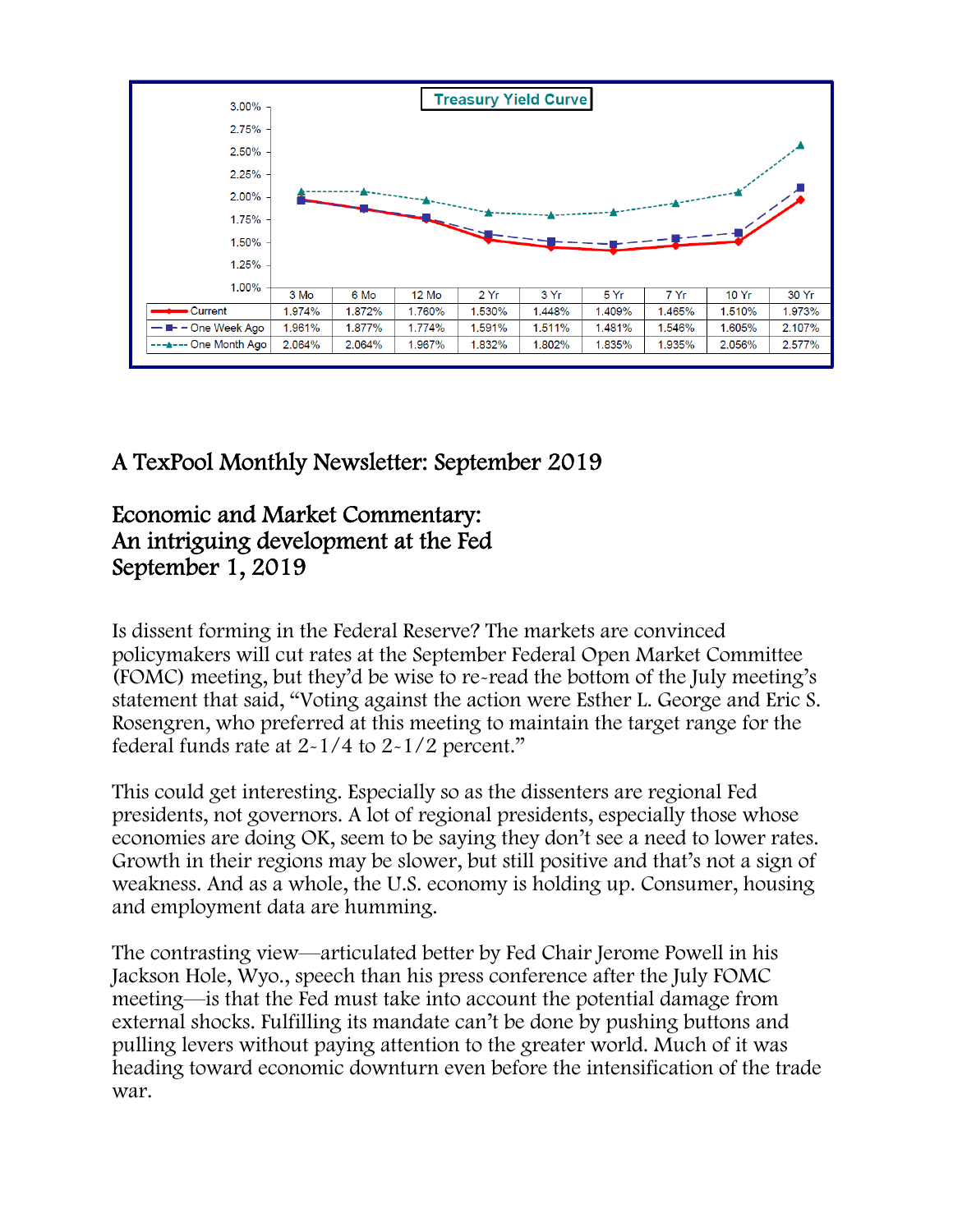Treasury Yield Curve

3.00%
2.75%
2.50%
2.25%
2.00%
1.75%
1.50%
1.25%
1.00%

| | 3 Mo | 6 Mo | 12 Mo | 2 Yr | 3 Yr | 5 Yr | 7 Yr | 10 Yr | 30 Yr |
|---|---|---|---|---|---|---|---|---|---|
| Current | 1.974% | 1.872% | 1.760% | 1.530% | 1.448% | 1.409% | 1.465% | 1.510% | 1.973% |
| One Week Ago | 1.961% | 1.877% | 1.774% | 1.591% | 1.511% | 1.481% | 1.546% | 1.605% | 2.107% |
| One Month Ago | 2.064% | 2.064% | 1.967% | 1.832% | 1.802% | 1.835% | 1.935% | 2.056% | 2.577% |

# A TexPool Monthly Newsletter: September 2019

## Economic and Market Commentary: An intriguing development at the Fed

September 1, 2019

Is dissent forming in the Federal Reserve? The markets are convinced policymakers will cut rates at the September Federal Open Market Committee (FOMC) meeting, but they'd be wise to re-read the bottom of the July meeting's statement that said, "Voting against the action were Esther L. George and Eric S. Rosengren, who preferred at this meeting to maintain the target range for the federal funds rate at 2-1/4 to 2-1/2 percent."

This could get interesting. Especially so as the dissenters are regional Fed presidents, not governors. A lot of regional presidents, especially those whose economies are doing OK, seem to be saying they don't see a need to lower rates. Growth in their regions may be slower, but still positive and that's not a sign of weakness. And as a whole, the U.S. economy is holding up. Consumer, housing and employment data are humming.

The contrasting view—articulated better by Fed Chair Jerome Powell in his Jackson Hole, Wyo., speech than his press conference after the July FOMC meeting—is that the Fed must take into account the potential damage from external shocks. Fulfilling its mandate can't be done by pushing buttons and pulling levers without paying attention to the greater world. Much of it was heading toward economic downturn even before the intensification of the trade war.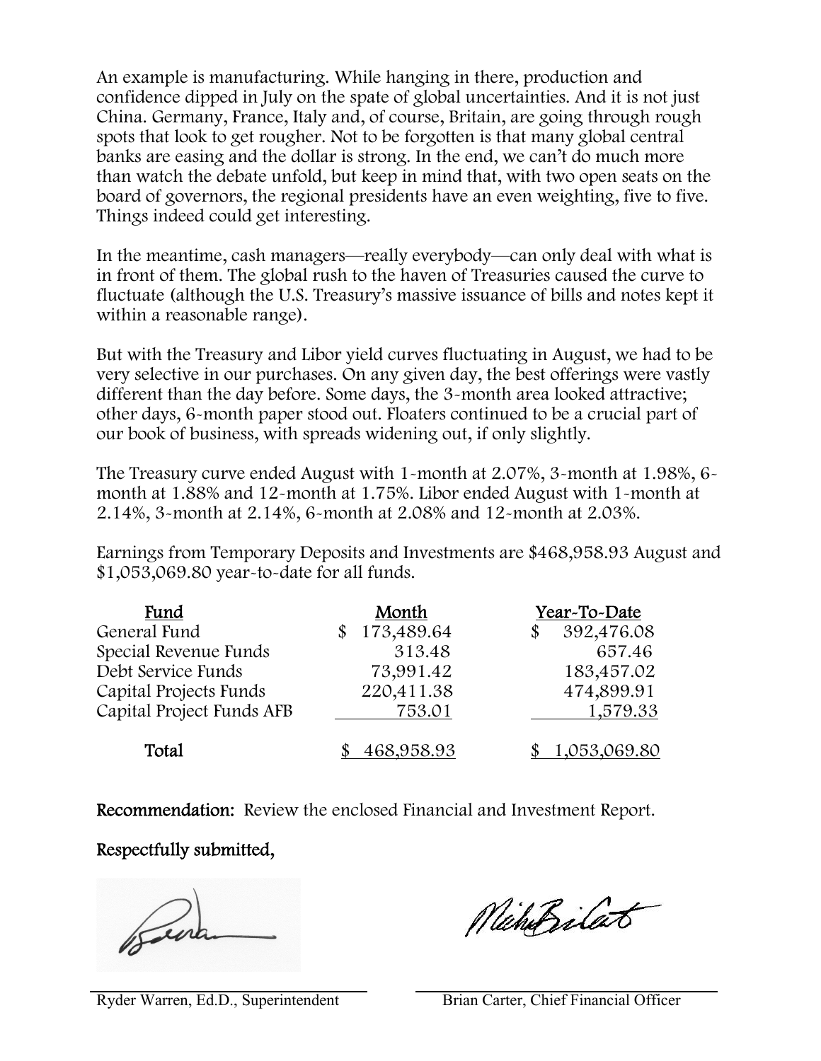An example is manufacturing. While hanging in there, production and confidence dipped in July on the spate of global uncertainties. And it is not just China. Germany, France, Italy and, of course, Britain, are going through rough spots that look to get rougher. Not to be forgotten is that many global central banks are easing and the dollar is strong. In the end, we can't do much more than watch the debate unfold, but keep in mind that, with two open seats on the board of governors, the regional presidents have an even weighting, five to five. Things indeed could get interesting.

In the meantime, cash managers—really everybody—can only deal with what is in front of them. The global rush to the haven of Treasuries caused the curve to fluctuate (although the U.S. Treasury's massive issuance of bills and notes kept it within a reasonable range).

But with the Treasury and Libor yield curves fluctuating in August, we had to be very selective in our purchases. On any given day, the best offerings were vastly different than the day before. Some days, the 3-month area looked attractive; other days, 6-month paper stood out. Floaters continued to be a crucial part of our book of business, with spreads widening out, if only slightly.

The Treasury curve ended August with 1-month at 2.07%, 3-month at 1.98%, 6-month at 1.88% and 12-month at 1.75%. Libor ended August with 1-month at 2.14%, 3-month at 2.14%, 6-month at 2.08% and 12-month at 2.03%.

Earnings from Temporary Deposits and Investments are $468,958.93 August and $1,053,069.80 year-to-date for all funds.

| Fund | Month | Year-To-Date |
|---|---|---|
| General Fund | $ 173,489.64 | $ 392,476.08 |
| Special Revenue Funds | 313.48 | 657.46 |
| Debt Service Funds | 73,991.42 | 183,457.02 |
| Capital Projects Funds | 220,411.38 | 474,899.91 |
| Capital Project Funds AFB | 753.01 | 1,579.33 |
| **Total** | $ 468,958.93 | $ 1,053,069.80 |

**Recommendation:** Review the enclosed Financial and Investment Report.

**Respectfully submitted,**

Ryder Warren, Ed.D., Superintendent

Brian Carter, Chief Financial Officer